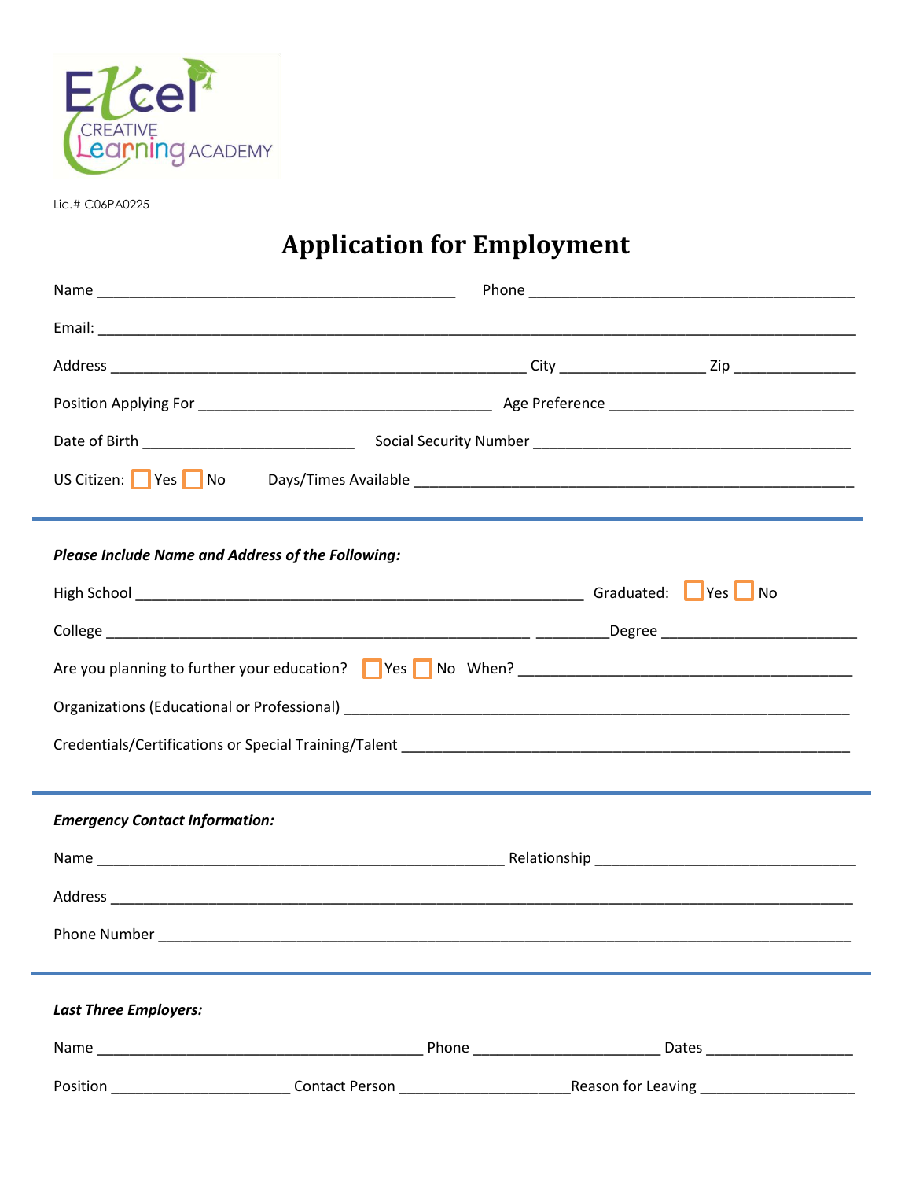Excel Creative Learning Academy

Lic.# C06PA0225

# Application for Employment

Name ____________________________________________ Phone ________________________________________

Email: _____________________________________________________________________________________________

Address ___________________________________________________ City _________________ Zip _______________

Position Applying For ____________________________________ Age Preference ______________________________

Date of Birth __________________________ Social Security Number ______________________________________

US Citizen: ☐ Yes ☐ No Days/Times Available ______________________________________________________

---

***Please Include Name and Address of the Following:***

High School _______________________________________________________ Graduated: ☐ Yes ☐ No

College ____________________________________________________ _________Degree ________________________

Are you planning to further your education? ☐ Yes ☐ No When? ___________________________________________

Organizations (Educational or Professional) _____________________________________________________________

Credentials/Certifications or Special Training/Talent ______________________________________________________

---

***Emergency Contact Information:***

Name __________________________________________________ Relationship _______________________________

Address __________________________________________________________________________________________

Phone Number ______________________________________________________________________________________

---

***Last Three Employers:***

Name ________________________________________ Phone _______________________ Dates __________________

Position ______________________ Contact Person ____________________Reason for Leaving ___________________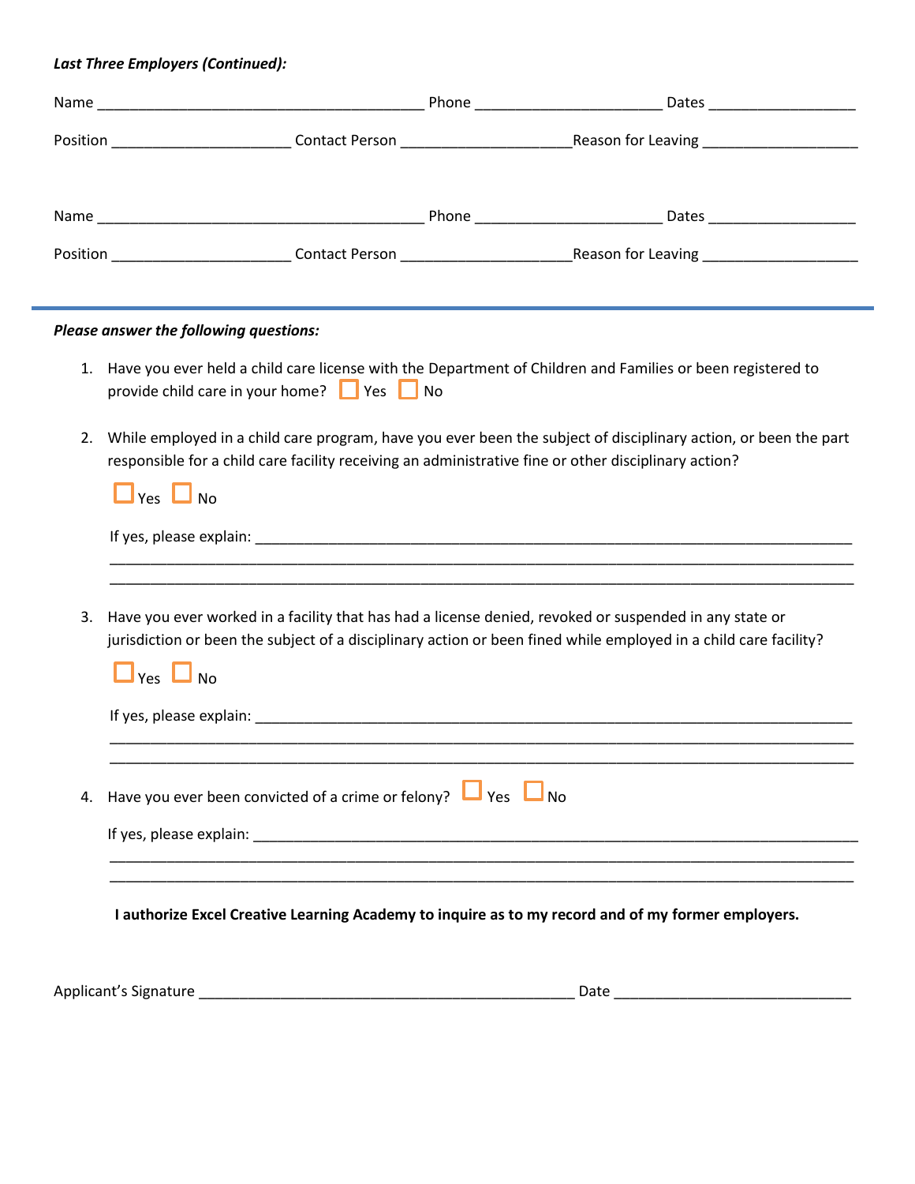***Last Three Employers (Continued):***

Name ________________________________________ Phone ______________________ Dates __________________

Position _____________________ Contact Person ____________________ Reason for Leaving ___________________

Name ________________________________________ Phone ______________________ Dates __________________

Position _____________________ Contact Person ____________________ Reason for Leaving ___________________

---

***Please answer the following questions:***

1. Have you ever held a child care license with the Department of Children and Families or been registered to provide child care in your home? ☐ Yes ☐ No

2. While employed in a child care program, have you ever been the subject of disciplinary action, or been the part responsible for a child care facility receiving an administrative fine or other disciplinary action?

   ☐ Yes ☐ No

   If yes, please explain: ___________________________________________________________________________
   ___________________________________________________________________________________________
   ___________________________________________________________________________________________

3. Have you ever worked in a facility that has had a license denied, revoked or suspended in any state or jurisdiction or been the subject of a disciplinary action or been fined while employed in a child care facility?

   ☐ Yes ☐ No

   If yes, please explain: ___________________________________________________________________________
   ___________________________________________________________________________________________
   ___________________________________________________________________________________________

4. Have you ever been convicted of a crime or felony? ☐ Yes ☐ No

   If yes, please explain: ___________________________________________________________________________
   ___________________________________________________________________________________________
   ___________________________________________________________________________________________

**I authorize Excel Creative Learning Academy to inquire as to my record and of my former employers.**

Applicant's Signature ______________________________________________ Date _____________________________